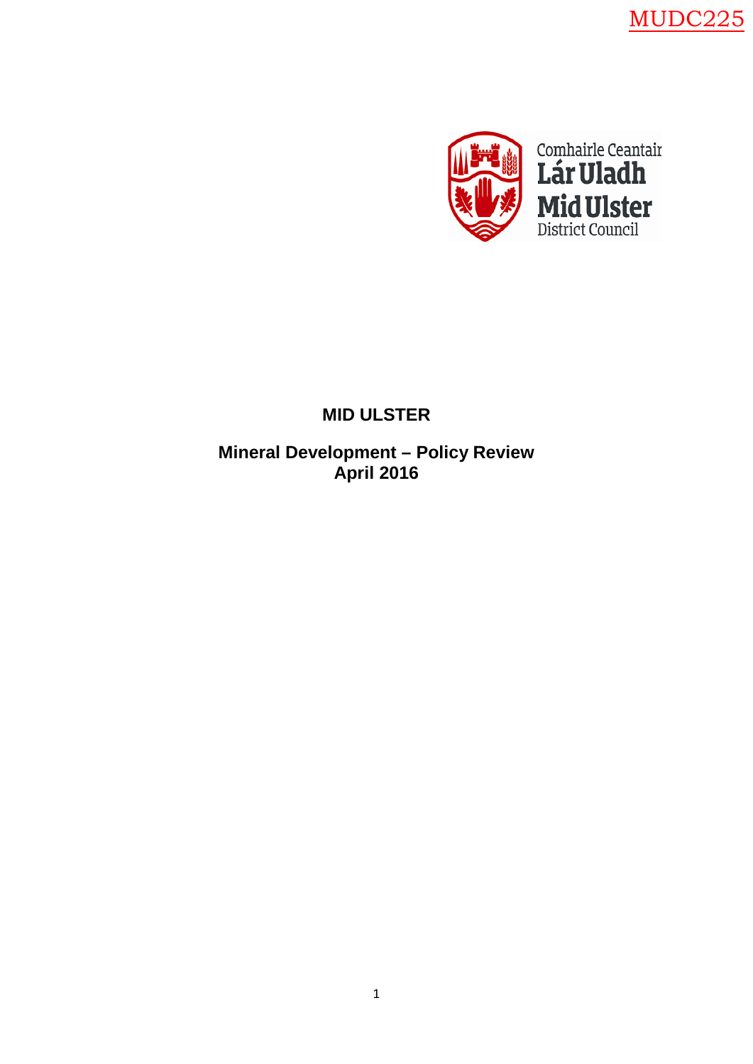MUDC225

Comhairle Ceantair
Lár Uladh
Mid Ulster
District Council

# MID ULSTER

## Mineral Development – Policy Review
## April 2016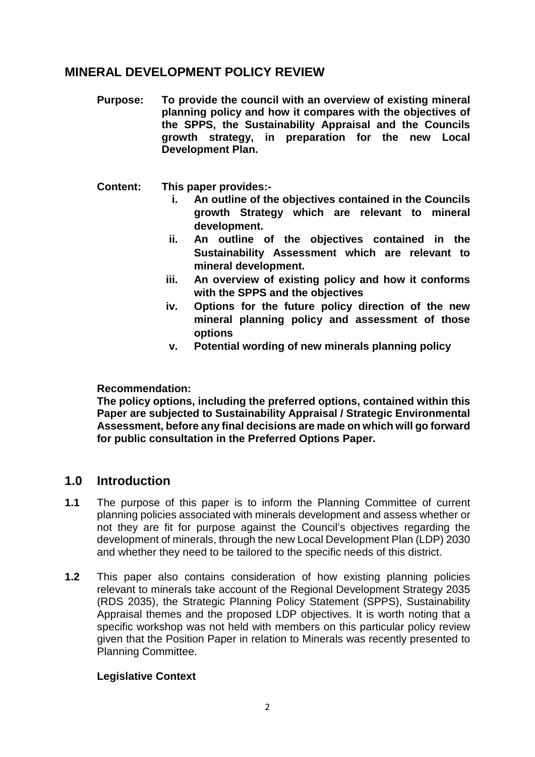## MINERAL DEVELOPMENT POLICY REVIEW

**Purpose:** **To provide the council with an overview of existing mineral planning policy and how it compares with the objectives of the SPPS, the Sustainability Appraisal and the Councils growth strategy, in preparation for the new Local Development Plan.**

**Content:** **This paper provides:-**

- **i. An outline of the objectives contained in the Councils growth Strategy which are relevant to mineral development.**
- **ii. An outline of the objectives contained in the Sustainability Assessment which are relevant to mineral development.**
- **iii. An overview of existing policy and how it conforms with the SPPS and the objectives**
- **iv. Options for the future policy direction of the new mineral planning policy and assessment of those options**
- **v. Potential wording of new minerals planning policy**

**Recommendation:**
**The policy options, including the preferred options, contained within this Paper are subjected to Sustainability Appraisal / Strategic Environmental Assessment, before any final decisions are made on which will go forward for public consultation in the Preferred Options Paper.**

## 1.0 Introduction

**1.1** The purpose of this paper is to inform the Planning Committee of current planning policies associated with minerals development and assess whether or not they are fit for purpose against the Council's objectives regarding the development of minerals, through the new Local Development Plan (LDP) 2030 and whether they need to be tailored to the specific needs of this district.

**1.2** This paper also contains consideration of how existing planning policies relevant to minerals take account of the Regional Development Strategy 2035 (RDS 2035), the Strategic Planning Policy Statement (SPPS), Sustainability Appraisal themes and the proposed LDP objectives. It is worth noting that a specific workshop was not held with members on this particular policy review given that the Position Paper in relation to Minerals was recently presented to Planning Committee.

**Legislative Context**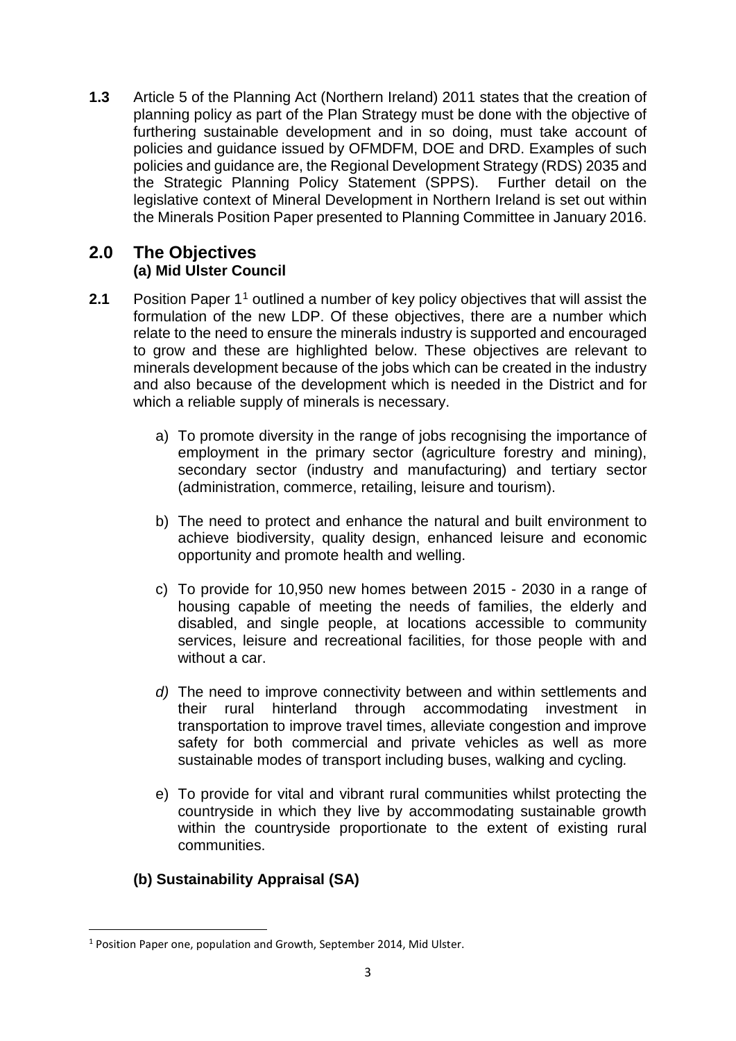**1.3** Article 5 of the Planning Act (Northern Ireland) 2011 states that the creation of planning policy as part of the Plan Strategy must be done with the objective of furthering sustainable development and in so doing, must take account of policies and guidance issued by OFMDFM, DOE and DRD. Examples of such policies and guidance are, the Regional Development Strategy (RDS) 2035 and the Strategic Planning Policy Statement (SPPS). Further detail on the legislative context of Mineral Development in Northern Ireland is set out within the Minerals Position Paper presented to Planning Committee in January 2016.

## 2.0 The Objectives

### (a) Mid Ulster Council

**2.1** Position Paper 1[1] outlined a number of key policy objectives that will assist the formulation of the new LDP. Of these objectives, there are a number which relate to the need to ensure the minerals industry is supported and encouraged to grow and these are highlighted below. These objectives are relevant to minerals development because of the jobs which can be created in the industry and also because of the development which is needed in the District and for which a reliable supply of minerals is necessary.

a) To promote diversity in the range of jobs recognising the importance of employment in the primary sector (agriculture forestry and mining), secondary sector (industry and manufacturing) and tertiary sector (administration, commerce, retailing, leisure and tourism).

b) The need to protect and enhance the natural and built environment to achieve biodiversity, quality design, enhanced leisure and economic opportunity and promote health and welling.

c) To provide for 10,950 new homes between 2015 - 2030 in a range of housing capable of meeting the needs of families, the elderly and disabled, and single people, at locations accessible to community services, leisure and recreational facilities, for those people with and without a car.

*d)* The need to improve connectivity between and within settlements and their rural hinterland through accommodating investment in transportation to improve travel times, alleviate congestion and improve safety for both commercial and private vehicles as well as more sustainable modes of transport including buses, walking and cycling*.*

e) To provide for vital and vibrant rural communities whilst protecting the countryside in which they live by accommodating sustainable growth within the countryside proportionate to the extent of existing rural communities.

### (b) Sustainability Appraisal (SA)

---

[1] Position Paper one, population and Growth, September 2014, Mid Ulster.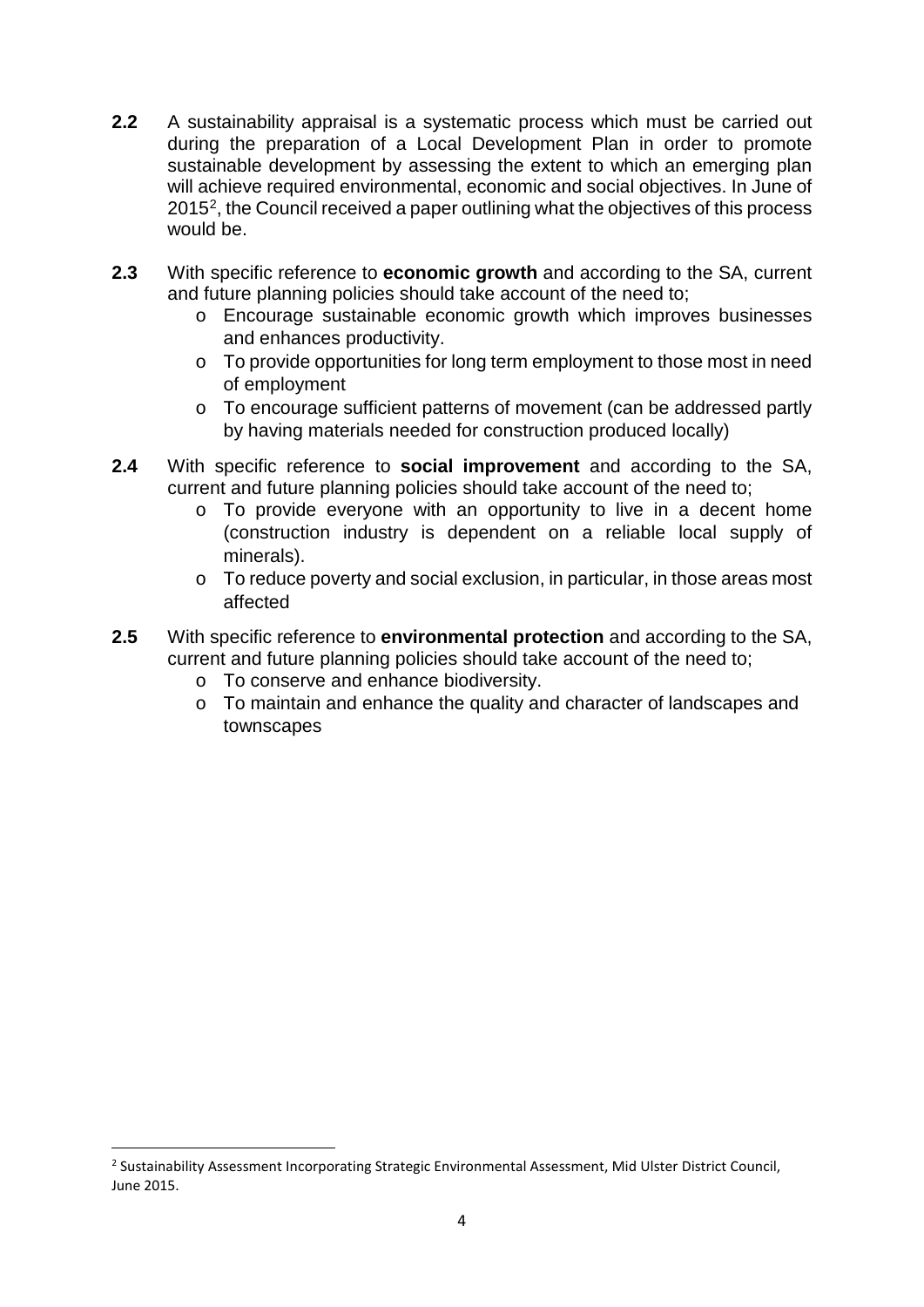**2.2** A sustainability appraisal is a systematic process which must be carried out during the preparation of a Local Development Plan in order to promote sustainable development by assessing the extent to which an emerging plan will achieve required environmental, economic and social objectives. In June of 2015[2], the Council received a paper outlining what the objectives of this process would be.

**2.3** With specific reference to **economic growth** and according to the SA, current and future planning policies should take account of the need to;

- Encourage sustainable economic growth which improves businesses and enhances productivity.
- To provide opportunities for long term employment to those most in need of employment
- To encourage sufficient patterns of movement (can be addressed partly by having materials needed for construction produced locally)

**2.4** With specific reference to **social improvement** and according to the SA, current and future planning policies should take account of the need to;

- To provide everyone with an opportunity to live in a decent home (construction industry is dependent on a reliable local supply of minerals).
- To reduce poverty and social exclusion, in particular, in those areas most affected

**2.5** With specific reference to **environmental protection** and according to the SA, current and future planning policies should take account of the need to;

- To conserve and enhance biodiversity.
- To maintain and enhance the quality and character of landscapes and townscapes

[2] Sustainability Assessment Incorporating Strategic Environmental Assessment, Mid Ulster District Council, June 2015.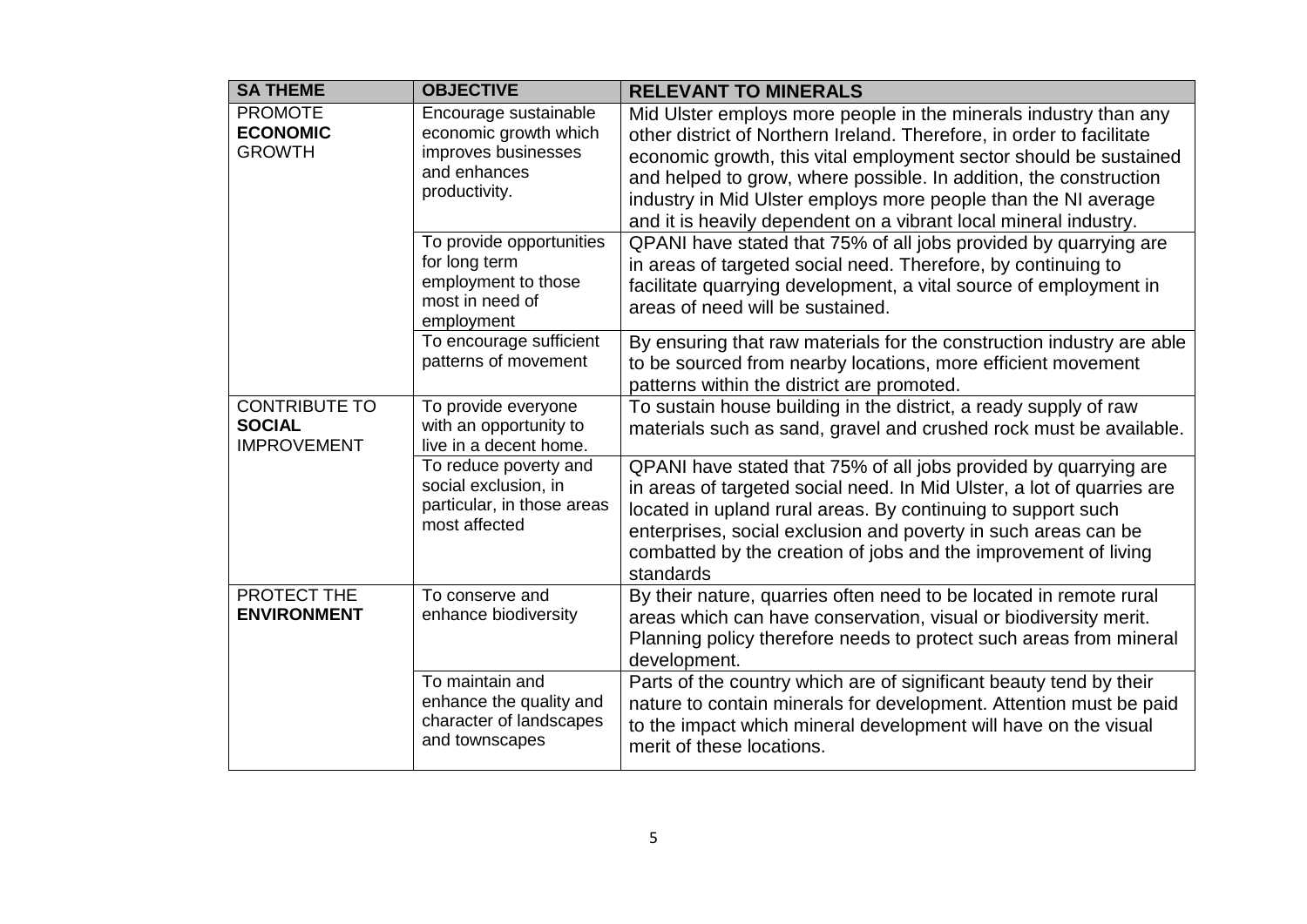| SA THEME | OBJECTIVE | RELEVANT TO MINERALS |
|---|---|---|
| PROMOTE **ECONOMIC** GROWTH | Encourage sustainable economic growth which improves businesses and enhances productivity. | Mid Ulster employs more people in the minerals industry than any other district of Northern Ireland. Therefore, in order to facilitate economic growth, this vital employment sector should be sustained and helped to grow, where possible. In addition, the construction industry in Mid Ulster employs more people than the NI average and it is heavily dependent on a vibrant local mineral industry. |
| | To provide opportunities for long term employment to those most in need of employment | QPANI have stated that 75% of all jobs provided by quarrying are in areas of targeted social need. Therefore, by continuing to facilitate quarrying development, a vital source of employment in areas of need will be sustained. |
| | To encourage sufficient patterns of movement | By ensuring that raw materials for the construction industry are able to be sourced from nearby locations, more efficient movement patterns within the district are promoted. |
| CONTRIBUTE TO **SOCIAL** IMPROVEMENT | To provide everyone with an opportunity to live in a decent home. | To sustain house building in the district, a ready supply of raw materials such as sand, gravel and crushed rock must be available. |
| | To reduce poverty and social exclusion, in particular, in those areas most affected | QPANI have stated that 75% of all jobs provided by quarrying are in areas of targeted social need. In Mid Ulster, a lot of quarries are located in upland rural areas. By continuing to support such enterprises, social exclusion and poverty in such areas can be combatted by the creation of jobs and the improvement of living standards |
| PROTECT THE **ENVIRONMENT** | To conserve and enhance biodiversity | By their nature, quarries often need to be located in remote rural areas which can have conservation, visual or biodiversity merit. Planning policy therefore needs to protect such areas from mineral development. |
| | To maintain and enhance the quality and character of landscapes and townscapes | Parts of the country which are of significant beauty tend by their nature to contain minerals for development. Attention must be paid to the impact which mineral development will have on the visual merit of these locations. |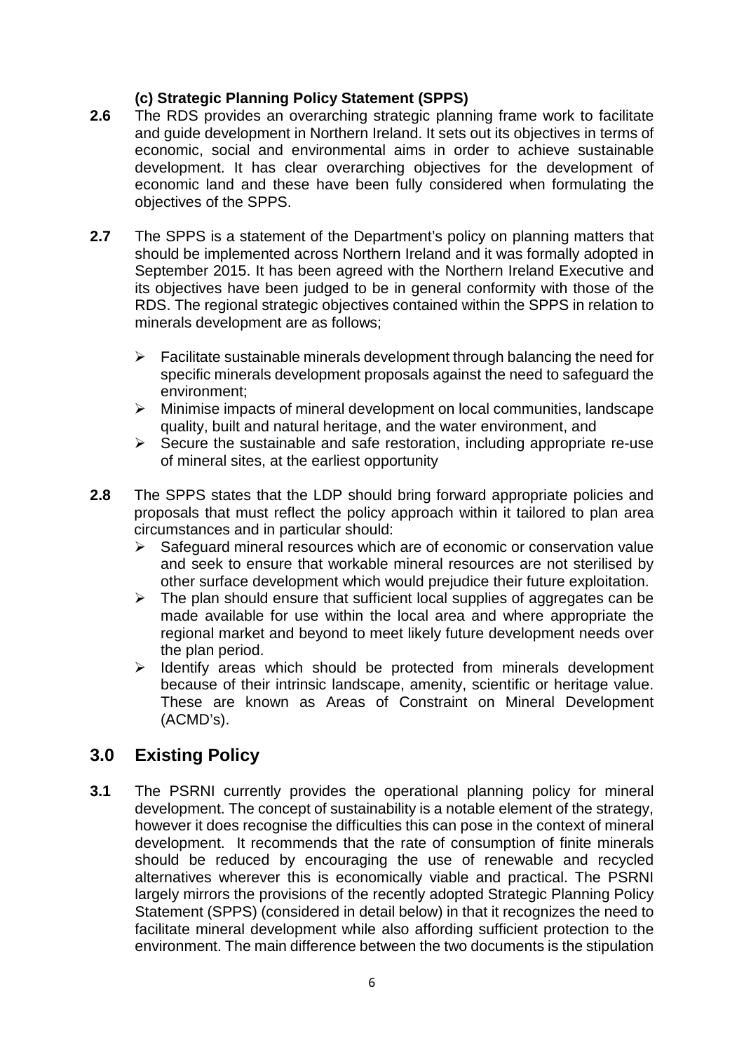#### (c) Strategic Planning Policy Statement (SPPS)

**2.6** The RDS provides an overarching strategic planning frame work to facilitate and guide development in Northern Ireland. It sets out its objectives in terms of economic, social and environmental aims in order to achieve sustainable development. It has clear overarching objectives for the development of economic land and these have been fully considered when formulating the objectives of the SPPS.

**2.7** The SPPS is a statement of the Department's policy on planning matters that should be implemented across Northern Ireland and it was formally adopted in September 2015. It has been agreed with the Northern Ireland Executive and its objectives have been judged to be in general conformity with those of the RDS. The regional strategic objectives contained within the SPPS in relation to minerals development are as follows;

- Facilitate sustainable minerals development through balancing the need for specific minerals development proposals against the need to safeguard the environment;
- Minimise impacts of mineral development on local communities, landscape quality, built and natural heritage, and the water environment, and
- Secure the sustainable and safe restoration, including appropriate re-use of mineral sites, at the earliest opportunity

**2.8** The SPPS states that the LDP should bring forward appropriate policies and proposals that must reflect the policy approach within it tailored to plan area circumstances and in particular should:

- Safeguard mineral resources which are of economic or conservation value and seek to ensure that workable mineral resources are not sterilised by other surface development which would prejudice their future exploitation.
- The plan should ensure that sufficient local supplies of aggregates can be made available for use within the local area and where appropriate the regional market and beyond to meet likely future development needs over the plan period.
- Identify areas which should be protected from minerals development because of their intrinsic landscape, amenity, scientific or heritage value. These are known as Areas of Constraint on Mineral Development (ACMD's).

## 3.0 Existing Policy

**3.1** The PSRNI currently provides the operational planning policy for mineral development. The concept of sustainability is a notable element of the strategy, however it does recognise the difficulties this can pose in the context of mineral development. It recommends that the rate of consumption of finite minerals should be reduced by encouraging the use of renewable and recycled alternatives wherever this is economically viable and practical. The PSRNI largely mirrors the provisions of the recently adopted Strategic Planning Policy Statement (SPPS) (considered in detail below) in that it recognizes the need to facilitate mineral development while also affording sufficient protection to the environment. The main difference between the two documents is the stipulation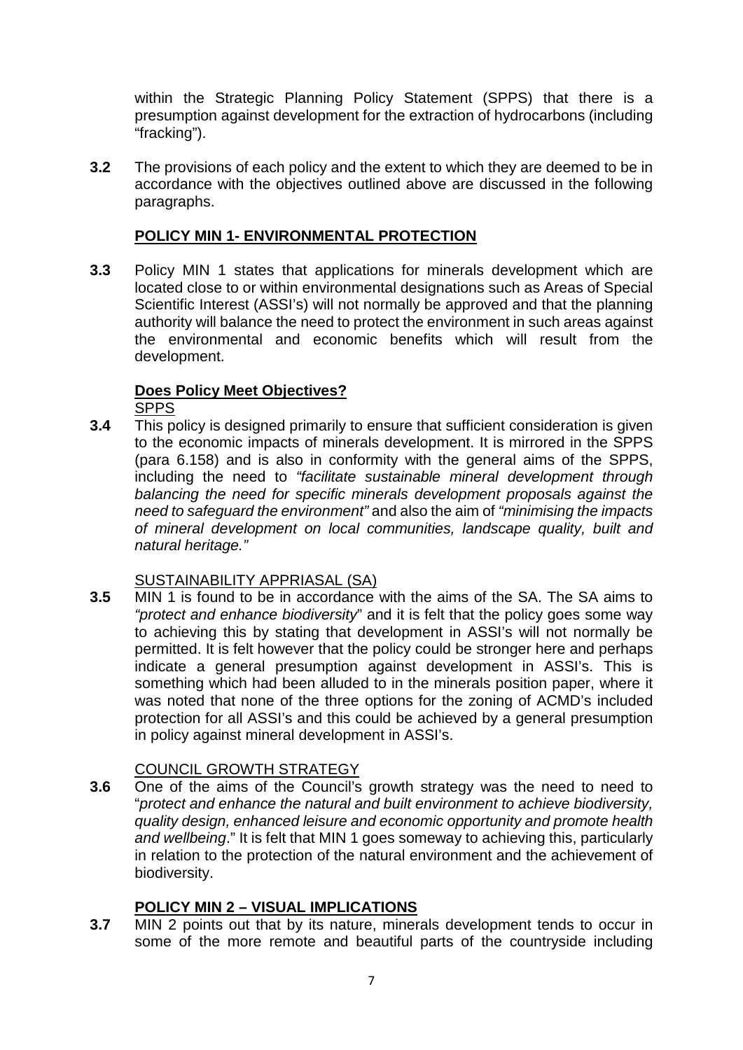within the Strategic Planning Policy Statement (SPPS) that there is a presumption against development for the extraction of hydrocarbons (including "fracking").

**3.2** The provisions of each policy and the extent to which they are deemed to be in accordance with the objectives outlined above are discussed in the following paragraphs.

## POLICY MIN 1- ENVIRONMENTAL PROTECTION

**3.3** Policy MIN 1 states that applications for minerals development which are located close to or within environmental designations such as Areas of Special Scientific Interest (ASSI's) will not normally be approved and that the planning authority will balance the need to protect the environment in such areas against the environmental and economic benefits which will result from the development.

### Does Policy Meet Objectives?

SPPS

**3.4** This policy is designed primarily to ensure that sufficient consideration is given to the economic impacts of minerals development. It is mirrored in the SPPS (para 6.158) and is also in conformity with the general aims of the SPPS, including the need to *"facilitate sustainable mineral development through balancing the need for specific minerals development proposals against the need to safeguard the environment"* and also the aim of *"minimising the impacts of mineral development on local communities, landscape quality, built and natural heritage."*

SUSTAINABILITY APPRIASAL (SA)

**3.5** MIN 1 is found to be in accordance with the aims of the SA. The SA aims to *"protect and enhance biodiversity*" and it is felt that the policy goes some way to achieving this by stating that development in ASSI's will not normally be permitted. It is felt however that the policy could be stronger here and perhaps indicate a general presumption against development in ASSI's. This is something which had been alluded to in the minerals position paper, where it was noted that none of the three options for the zoning of ACMD's included protection for all ASSI's and this could be achieved by a general presumption in policy against mineral development in ASSI's.

COUNCIL GROWTH STRATEGY

**3.6** One of the aims of the Council's growth strategy was the need to need to "*protect and enhance the natural and built environment to achieve biodiversity, quality design, enhanced leisure and economic opportunity and promote health and wellbeing*." It is felt that MIN 1 goes someway to achieving this, particularly in relation to the protection of the natural environment and the achievement of biodiversity.

## POLICY MIN 2 – VISUAL IMPLICATIONS

**3.7** MIN 2 points out that by its nature, minerals development tends to occur in some of the more remote and beautiful parts of the countryside including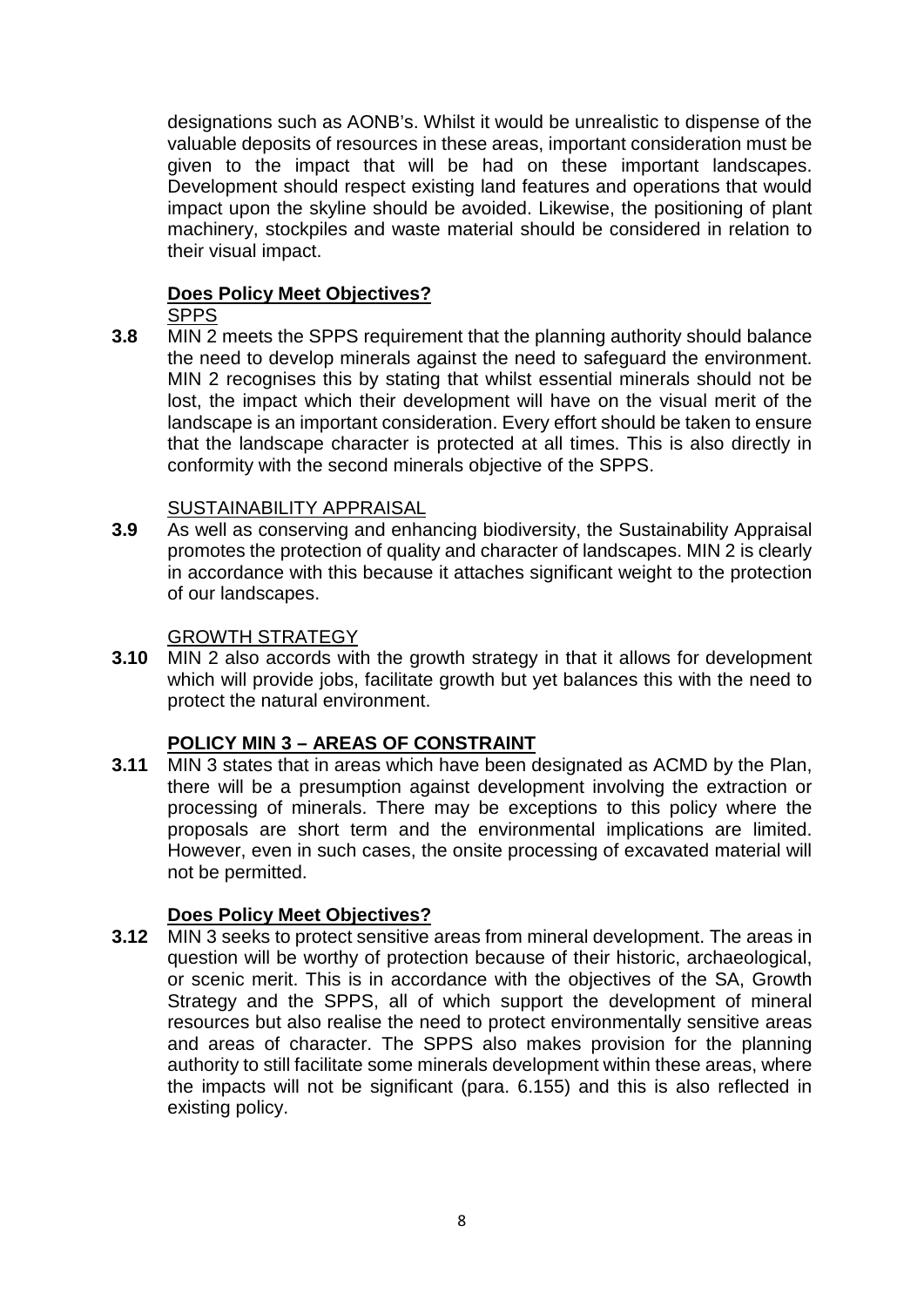designations such as AONB's. Whilst it would be unrealistic to dispense of the valuable deposits of resources in these areas, important consideration must be given to the impact that will be had on these important landscapes. Development should respect existing land features and operations that would impact upon the skyline should be avoided. Likewise, the positioning of plant machinery, stockpiles and waste material should be considered in relation to their visual impact.

**Does Policy Meet Objectives?**

SPPS

**3.8** MIN 2 meets the SPPS requirement that the planning authority should balance the need to develop minerals against the need to safeguard the environment. MIN 2 recognises this by stating that whilst essential minerals should not be lost, the impact which their development will have on the visual merit of the landscape is an important consideration. Every effort should be taken to ensure that the landscape character is protected at all times. This is also directly in conformity with the second minerals objective of the SPPS.

SUSTAINABILITY APPRAISAL

**3.9** As well as conserving and enhancing biodiversity, the Sustainability Appraisal promotes the protection of quality and character of landscapes. MIN 2 is clearly in accordance with this because it attaches significant weight to the protection of our landscapes.

GROWTH STRATEGY

**3.10** MIN 2 also accords with the growth strategy in that it allows for development which will provide jobs, facilitate growth but yet balances this with the need to protect the natural environment.

**POLICY MIN 3 – AREAS OF CONSTRAINT**

**3.11** MIN 3 states that in areas which have been designated as ACMD by the Plan, there will be a presumption against development involving the extraction or processing of minerals. There may be exceptions to this policy where the proposals are short term and the environmental implications are limited. However, even in such cases, the onsite processing of excavated material will not be permitted.

**Does Policy Meet Objectives?**

**3.12** MIN 3 seeks to protect sensitive areas from mineral development. The areas in question will be worthy of protection because of their historic, archaeological, or scenic merit. This is in accordance with the objectives of the SA, Growth Strategy and the SPPS, all of which support the development of mineral resources but also realise the need to protect environmentally sensitive areas and areas of character. The SPPS also makes provision for the planning authority to still facilitate some minerals development within these areas, where the impacts will not be significant (para. 6.155) and this is also reflected in existing policy.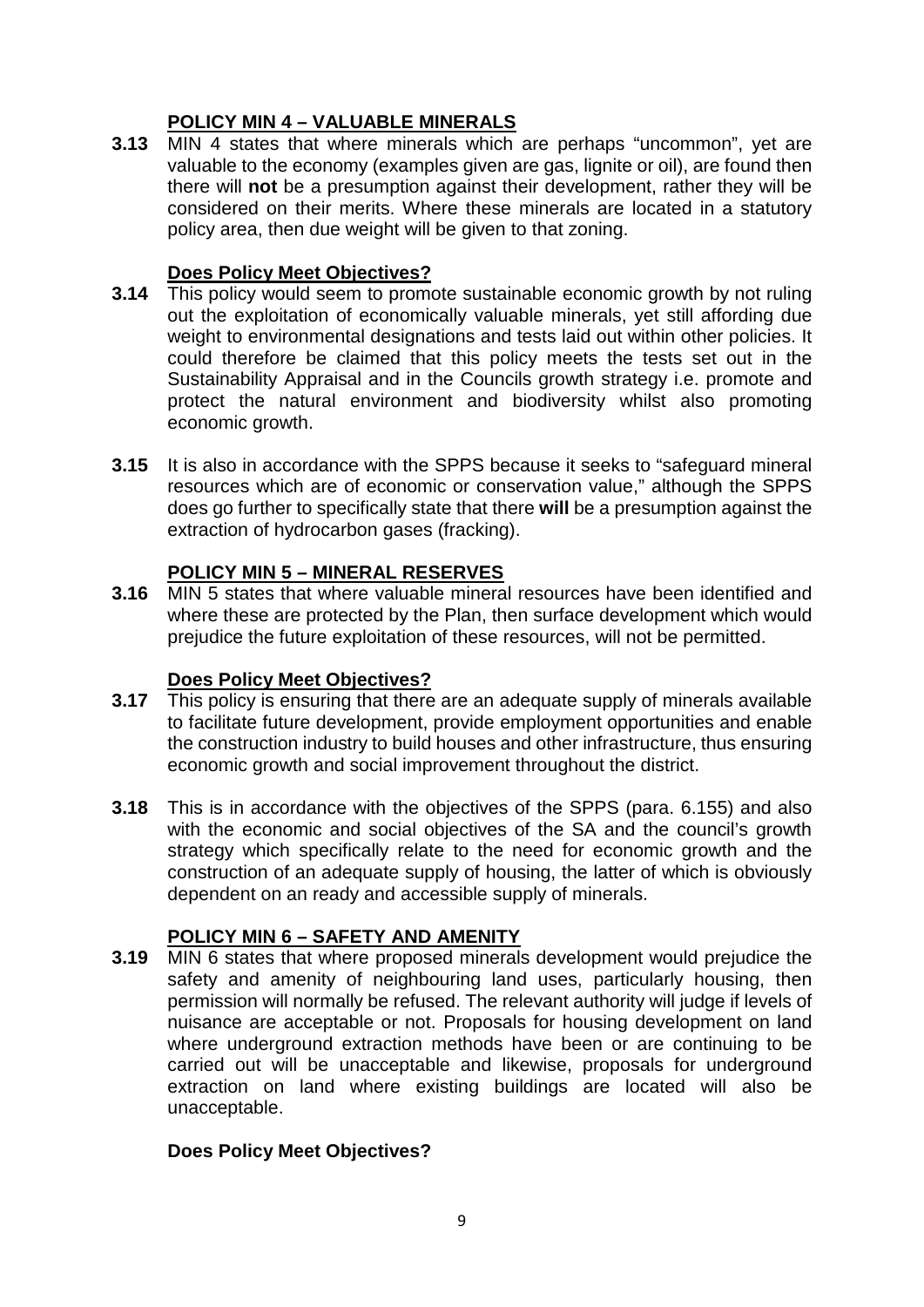### POLICY MIN 4 – VALUABLE MINERALS

**3.13** MIN 4 states that where minerals which are perhaps "uncommon", yet are valuable to the economy (examples given are gas, lignite or oil), are found then there will **not** be a presumption against their development, rather they will be considered on their merits. Where these minerals are located in a statutory policy area, then due weight will be given to that zoning.

#### Does Policy Meet Objectives?

**3.14** This policy would seem to promote sustainable economic growth by not ruling out the exploitation of economically valuable minerals, yet still affording due weight to environmental designations and tests laid out within other policies. It could therefore be claimed that this policy meets the tests set out in the Sustainability Appraisal and in the Councils growth strategy i.e. promote and protect the natural environment and biodiversity whilst also promoting economic growth.

**3.15** It is also in accordance with the SPPS because it seeks to "safeguard mineral resources which are of economic or conservation value," although the SPPS does go further to specifically state that there **will** be a presumption against the extraction of hydrocarbon gases (fracking).

### POLICY MIN 5 – MINERAL RESERVES

**3.16** MIN 5 states that where valuable mineral resources have been identified and where these are protected by the Plan, then surface development which would prejudice the future exploitation of these resources, will not be permitted.

#### Does Policy Meet Objectives?

**3.17** This policy is ensuring that there are an adequate supply of minerals available to facilitate future development, provide employment opportunities and enable the construction industry to build houses and other infrastructure, thus ensuring economic growth and social improvement throughout the district.

**3.18** This is in accordance with the objectives of the SPPS (para. 6.155) and also with the economic and social objectives of the SA and the council's growth strategy which specifically relate to the need for economic growth and the construction of an adequate supply of housing, the latter of which is obviously dependent on an ready and accessible supply of minerals.

### POLICY MIN 6 – SAFETY AND AMENITY

**3.19** MIN 6 states that where proposed minerals development would prejudice the safety and amenity of neighbouring land uses, particularly housing, then permission will normally be refused. The relevant authority will judge if levels of nuisance are acceptable or not. Proposals for housing development on land where underground extraction methods have been or are continuing to be carried out will be unacceptable and likewise, proposals for underground extraction on land where existing buildings are located will also be unacceptable.

#### Does Policy Meet Objectives?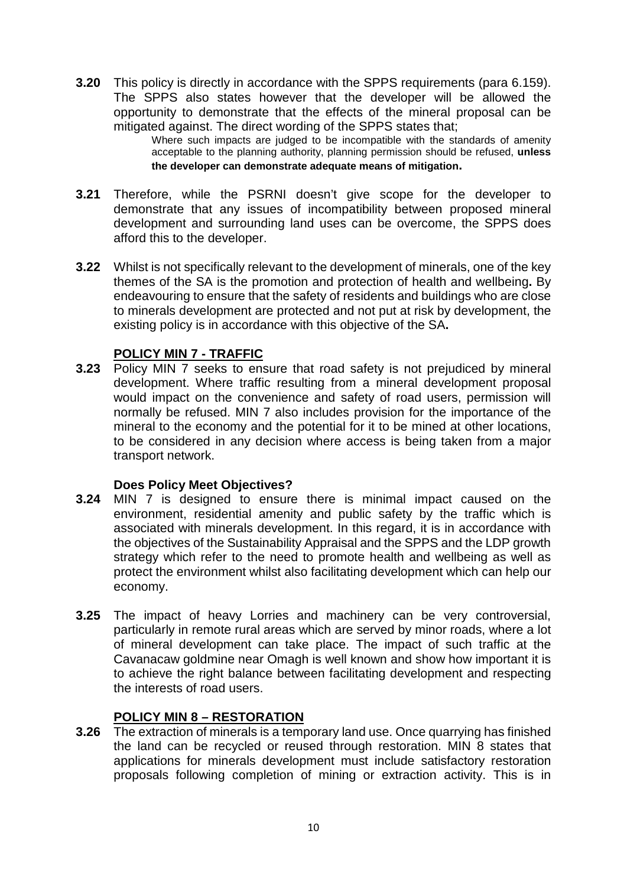**3.20** This policy is directly in accordance with the SPPS requirements (para 6.159). The SPPS also states however that the developer will be allowed the opportunity to demonstrate that the effects of the mineral proposal can be mitigated against. The direct wording of the SPPS states that;

> Where such impacts are judged to be incompatible with the standards of amenity acceptable to the planning authority, planning permission should be refused, **unless the developer can demonstrate adequate means of mitigation.**

**3.21** Therefore, while the PSRNI doesn't give scope for the developer to demonstrate that any issues of incompatibility between proposed mineral development and surrounding land uses can be overcome, the SPPS does afford this to the developer.

**3.22** Whilst is not specifically relevant to the development of minerals, one of the key themes of the SA is the promotion and protection of health and wellbeing**.** By endeavouring to ensure that the safety of residents and buildings who are close to minerals development are protected and not put at risk by development, the existing policy is in accordance with this objective of the SA**.**

## POLICY MIN 7 - TRAFFIC

**3.23** Policy MIN 7 seeks to ensure that road safety is not prejudiced by mineral development. Where traffic resulting from a mineral development proposal would impact on the convenience and safety of road users, permission will normally be refused. MIN 7 also includes provision for the importance of the mineral to the economy and the potential for it to be mined at other locations, to be considered in any decision where access is being taken from a major transport network.

### Does Policy Meet Objectives?

**3.24** MIN 7 is designed to ensure there is minimal impact caused on the environment, residential amenity and public safety by the traffic which is associated with minerals development. In this regard, it is in accordance with the objectives of the Sustainability Appraisal and the SPPS and the LDP growth strategy which refer to the need to promote health and wellbeing as well as protect the environment whilst also facilitating development which can help our economy.

**3.25** The impact of heavy Lorries and machinery can be very controversial, particularly in remote rural areas which are served by minor roads, where a lot of mineral development can take place. The impact of such traffic at the Cavanacaw goldmine near Omagh is well known and show how important it is to achieve the right balance between facilitating development and respecting the interests of road users.

## POLICY MIN 8 – RESTORATION

**3.26** The extraction of minerals is a temporary land use. Once quarrying has finished the land can be recycled or reused through restoration. MIN 8 states that applications for minerals development must include satisfactory restoration proposals following completion of mining or extraction activity. This is in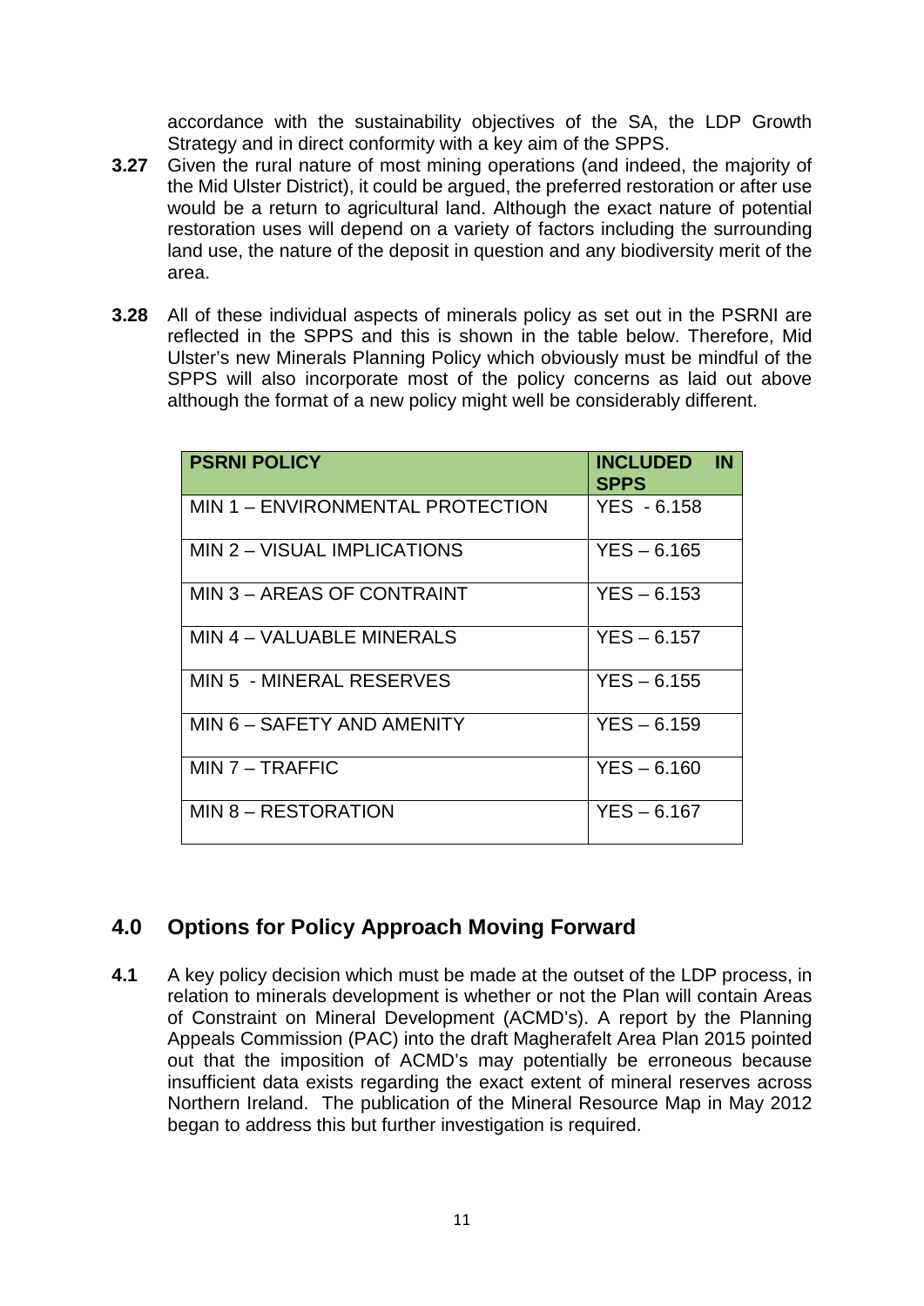accordance with the sustainability objectives of the SA, the LDP Growth Strategy and in direct conformity with a key aim of the SPPS.

**3.27** Given the rural nature of most mining operations (and indeed, the majority of the Mid Ulster District), it could be argued, the preferred restoration or after use would be a return to agricultural land. Although the exact nature of potential restoration uses will depend on a variety of factors including the surrounding land use, the nature of the deposit in question and any biodiversity merit of the area.

**3.28** All of these individual aspects of minerals policy as set out in the PSRNI are reflected in the SPPS and this is shown in the table below. Therefore, Mid Ulster's new Minerals Planning Policy which obviously must be mindful of the SPPS will also incorporate most of the policy concerns as laid out above although the format of a new policy might well be considerably different.

| **PSRNI POLICY** | **INCLUDED IN SPPS** |
|---|---|
| MIN 1 – ENVIRONMENTAL PROTECTION | YES - 6.158 |
| MIN 2 – VISUAL IMPLICATIONS | YES – 6.165 |
| MIN 3 – AREAS OF CONTRAINT | YES – 6.153 |
| MIN 4 – VALUABLE MINERALS | YES – 6.157 |
| MIN 5 - MINERAL RESERVES | YES – 6.155 |
| MIN 6 – SAFETY AND AMENITY | YES – 6.159 |
| MIN 7 – TRAFFIC | YES – 6.160 |
| MIN 8 – RESTORATION | YES – 6.167 |

## 4.0 Options for Policy Approach Moving Forward

**4.1** A key policy decision which must be made at the outset of the LDP process, in relation to minerals development is whether or not the Plan will contain Areas of Constraint on Mineral Development (ACMD's). A report by the Planning Appeals Commission (PAC) into the draft Magherafelt Area Plan 2015 pointed out that the imposition of ACMD's may potentially be erroneous because insufficient data exists regarding the exact extent of mineral reserves across Northern Ireland. The publication of the Mineral Resource Map in May 2012 began to address this but further investigation is required.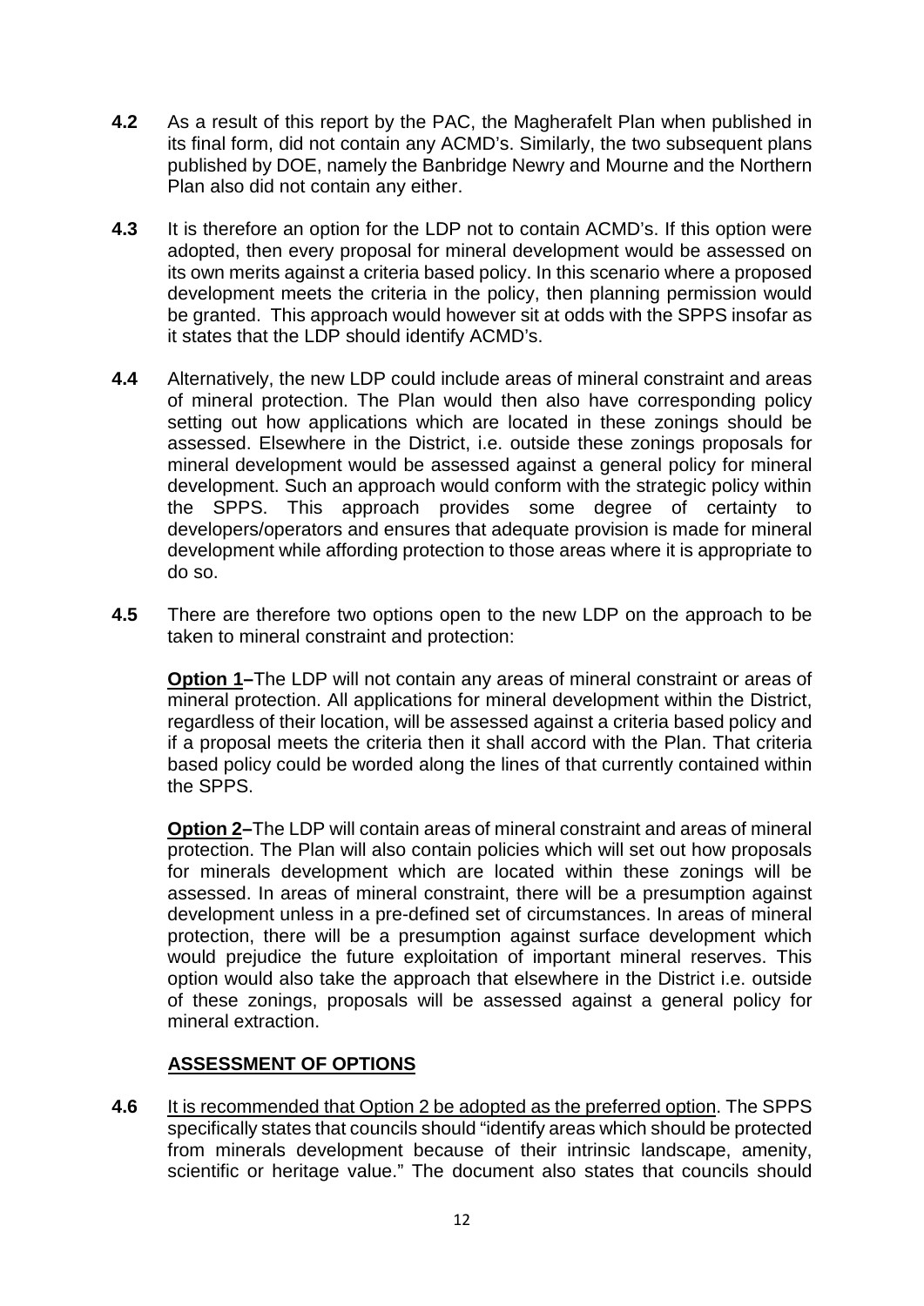**4.2** As a result of this report by the PAC, the Magherafelt Plan when published in its final form, did not contain any ACMD's. Similarly, the two subsequent plans published by DOE, namely the Banbridge Newry and Mourne and the Northern Plan also did not contain any either.

**4.3** It is therefore an option for the LDP not to contain ACMD's. If this option were adopted, then every proposal for mineral development would be assessed on its own merits against a criteria based policy. In this scenario where a proposed development meets the criteria in the policy, then planning permission would be granted. This approach would however sit at odds with the SPPS insofar as it states that the LDP should identify ACMD's.

**4.4** Alternatively, the new LDP could include areas of mineral constraint and areas of mineral protection. The Plan would then also have corresponding policy setting out how applications which are located in these zonings should be assessed. Elsewhere in the District, i.e. outside these zonings proposals for mineral development would be assessed against a general policy for mineral development. Such an approach would conform with the strategic policy within the SPPS. This approach provides some degree of certainty to developers/operators and ensures that adequate provision is made for mineral development while affording protection to those areas where it is appropriate to do so.

**4.5** There are therefore two options open to the new LDP on the approach to be taken to mineral constraint and protection:

**Option 1**–The LDP will not contain any areas of mineral constraint or areas of mineral protection. All applications for mineral development within the District, regardless of their location, will be assessed against a criteria based policy and if a proposal meets the criteria then it shall accord with the Plan. That criteria based policy could be worded along the lines of that currently contained within the SPPS.

**Option 2**–The LDP will contain areas of mineral constraint and areas of mineral protection. The Plan will also contain policies which will set out how proposals for minerals development which are located within these zonings will be assessed. In areas of mineral constraint, there will be a presumption against development unless in a pre-defined set of circumstances. In areas of mineral protection, there will be a presumption against surface development which would prejudice the future exploitation of important mineral reserves. This option would also take the approach that elsewhere in the District i.e. outside of these zonings, proposals will be assessed against a general policy for mineral extraction.

## ASSESSMENT OF OPTIONS

**4.6** It is recommended that Option 2 be adopted as the preferred option. The SPPS specifically states that councils should "identify areas which should be protected from minerals development because of their intrinsic landscape, amenity, scientific or heritage value." The document also states that councils should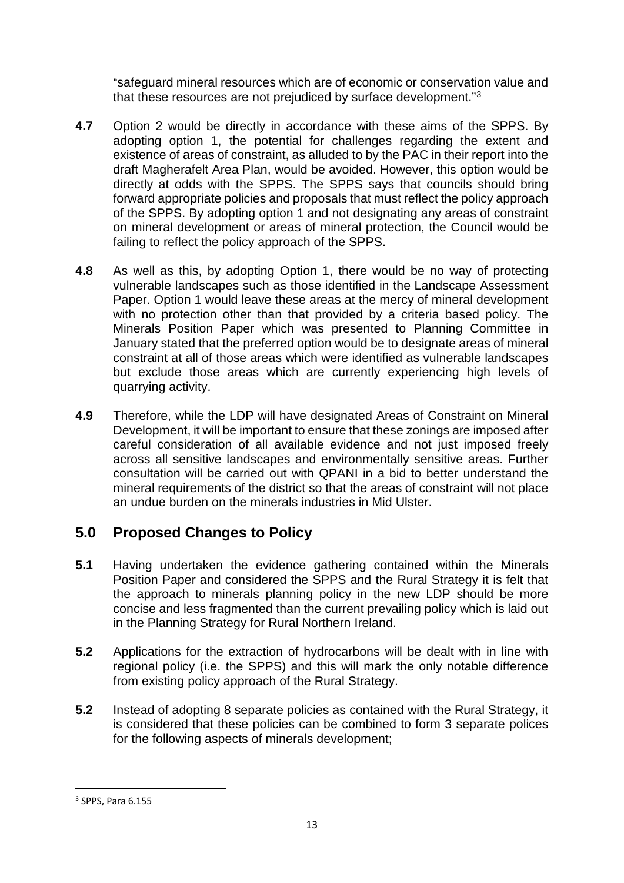"safeguard mineral resources which are of economic or conservation value and that these resources are not prejudiced by surface development."[3]

**4.7** Option 2 would be directly in accordance with these aims of the SPPS. By adopting option 1, the potential for challenges regarding the extent and existence of areas of constraint, as alluded to by the PAC in their report into the draft Magherafelt Area Plan, would be avoided. However, this option would be directly at odds with the SPPS. The SPPS says that councils should bring forward appropriate policies and proposals that must reflect the policy approach of the SPPS. By adopting option 1 and not designating any areas of constraint on mineral development or areas of mineral protection, the Council would be failing to reflect the policy approach of the SPPS.

**4.8** As well as this, by adopting Option 1, there would be no way of protecting vulnerable landscapes such as those identified in the Landscape Assessment Paper. Option 1 would leave these areas at the mercy of mineral development with no protection other than that provided by a criteria based policy. The Minerals Position Paper which was presented to Planning Committee in January stated that the preferred option would be to designate areas of mineral constraint at all of those areas which were identified as vulnerable landscapes but exclude those areas which are currently experiencing high levels of quarrying activity.

**4.9** Therefore, while the LDP will have designated Areas of Constraint on Mineral Development, it will be important to ensure that these zonings are imposed after careful consideration of all available evidence and not just imposed freely across all sensitive landscapes and environmentally sensitive areas. Further consultation will be carried out with QPANI in a bid to better understand the mineral requirements of the district so that the areas of constraint will not place an undue burden on the minerals industries in Mid Ulster.

## 5.0 Proposed Changes to Policy

**5.1** Having undertaken the evidence gathering contained within the Minerals Position Paper and considered the SPPS and the Rural Strategy it is felt that the approach to minerals planning policy in the new LDP should be more concise and less fragmented than the current prevailing policy which is laid out in the Planning Strategy for Rural Northern Ireland.

**5.2** Applications for the extraction of hydrocarbons will be dealt with in line with regional policy (i.e. the SPPS) and this will mark the only notable difference from existing policy approach of the Rural Strategy.

**5.2** Instead of adopting 8 separate policies as contained with the Rural Strategy, it is considered that these policies can be combined to form 3 separate polices for the following aspects of minerals development;

---

[3] SPPS, Para 6.155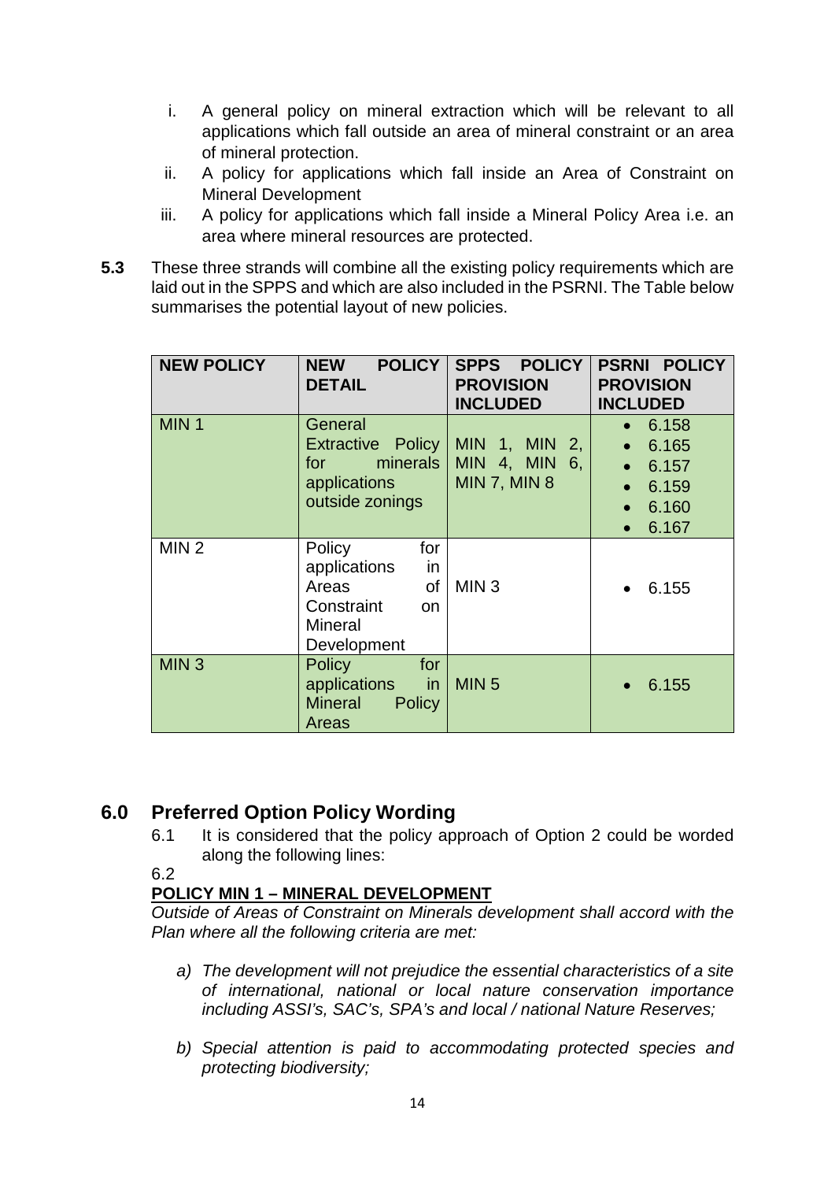i. A general policy on mineral extraction which will be relevant to all applications which fall outside an area of mineral constraint or an area of mineral protection.
ii. A policy for applications which fall inside an Area of Constraint on Mineral Development
iii. A policy for applications which fall inside a Mineral Policy Area i.e. an area where mineral resources are protected.

**5.3** These three strands will combine all the existing policy requirements which are laid out in the SPPS and which are also included in the PSRNI. The Table below summarises the potential layout of new policies.

| NEW POLICY | NEW POLICY DETAIL | SPPS POLICY PROVISION INCLUDED | PSRNI POLICY PROVISION INCLUDED |
|---|---|---|---|
| MIN 1 | General Extractive Policy for minerals applications outside zonings | MIN 1, MIN 2, MIN 4, MIN 6, MIN 7, MIN 8 | • 6.158<br>• 6.165<br>• 6.157<br>• 6.159<br>• 6.160<br>• 6.167 |
| MIN 2 | Policy for applications in Areas of Constraint on Mineral Development | MIN 3 | • 6.155 |
| MIN 3 | Policy for applications in Mineral Policy Areas | MIN 5 | • 6.155 |

## 6.0 Preferred Option Policy Wording

6.1 It is considered that the policy approach of Option 2 could be worded along the following lines:

6.2

**POLICY MIN 1 – MINERAL DEVELOPMENT**

*Outside of Areas of Constraint on Minerals development shall accord with the Plan where all the following criteria are met:*

*a) The development will not prejudice the essential characteristics of a site of international, national or local nature conservation importance including ASSI's, SAC's, SPA's and local / national Nature Reserves;*

*b) Special attention is paid to accommodating protected species and protecting biodiversity;*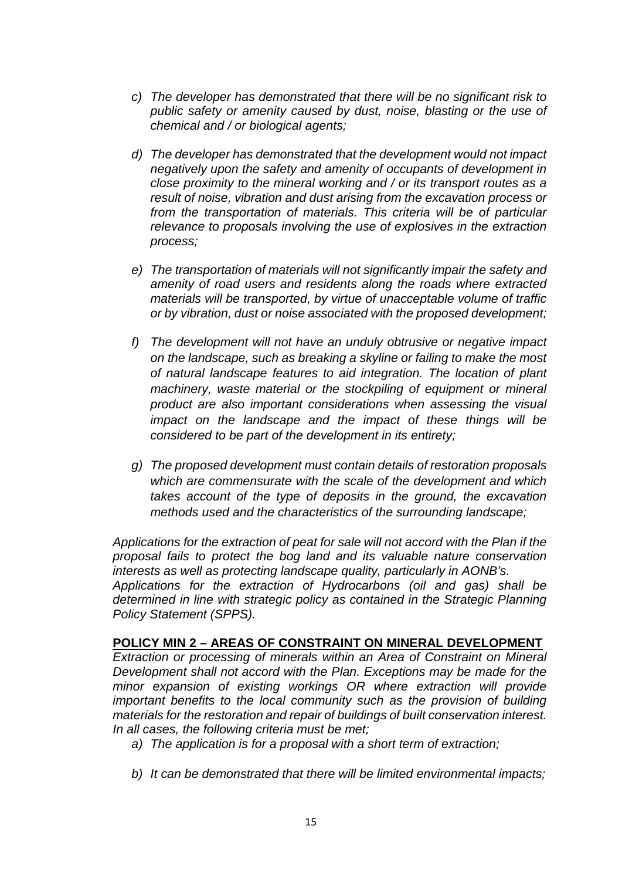*c) The developer has demonstrated that there will be no significant risk to public safety or amenity caused by dust, noise, blasting or the use of chemical and / or biological agents;*

*d) The developer has demonstrated that the development would not impact negatively upon the safety and amenity of occupants of development in close proximity to the mineral working and / or its transport routes as a result of noise, vibration and dust arising from the excavation process or from the transportation of materials. This criteria will be of particular relevance to proposals involving the use of explosives in the extraction process;*

*e) The transportation of materials will not significantly impair the safety and amenity of road users and residents along the roads where extracted materials will be transported, by virtue of unacceptable volume of traffic or by vibration, dust or noise associated with the proposed development;*

*f) The development will not have an unduly obtrusive or negative impact on the landscape, such as breaking a skyline or failing to make the most of natural landscape features to aid integration. The location of plant machinery, waste material or the stockpiling of equipment or mineral product are also important considerations when assessing the visual impact on the landscape and the impact of these things will be considered to be part of the development in its entirety;*

*g) The proposed development must contain details of restoration proposals which are commensurate with the scale of the development and which takes account of the type of deposits in the ground, the excavation methods used and the characteristics of the surrounding landscape;*

*Applications for the extraction of peat for sale will not accord with the Plan if the proposal fails to protect the bog land and its valuable nature conservation interests as well as protecting landscape quality, particularly in AONB's.*
*Applications for the extraction of Hydrocarbons (oil and gas) shall be determined in line with strategic policy as contained in the Strategic Planning Policy Statement (SPPS).*

**POLICY MIN 2 – AREAS OF CONSTRAINT ON MINERAL DEVELOPMENT**

*Extraction or processing of minerals within an Area of Constraint on Mineral Development shall not accord with the Plan. Exceptions may be made for the minor expansion of existing workings OR where extraction will provide important benefits to the local community such as the provision of building materials for the restoration and repair of buildings of built conservation interest. In all cases, the following criteria must be met;*

*a) The application is for a proposal with a short term of extraction;*

*b) It can be demonstrated that there will be limited environmental impacts;*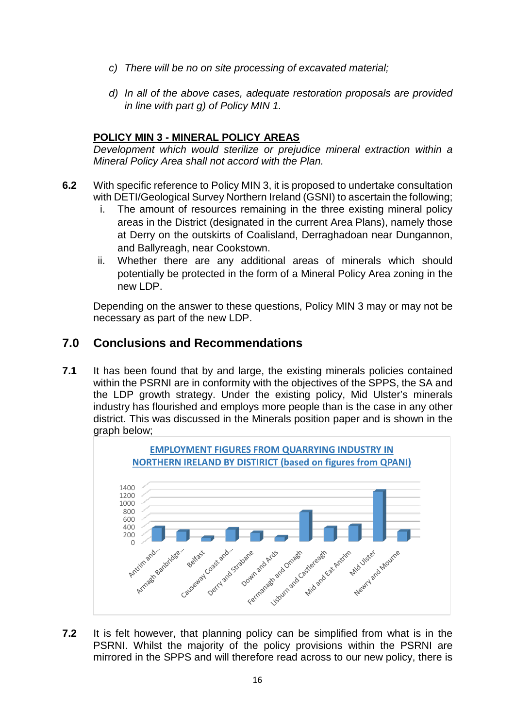c) *There will be no on site processing of excavated material;*

d) *In all of the above cases, adequate restoration proposals are provided in line with part g) of Policy MIN 1.*

**POLICY MIN 3 - MINERAL POLICY AREAS**

*Development which would sterilize or prejudice mineral extraction within a Mineral Policy Area shall not accord with the Plan.*

**6.2** With specific reference to Policy MIN 3, it is proposed to undertake consultation with DETI/Geological Survey Northern Ireland (GSNI) to ascertain the following;

i. The amount of resources remaining in the three existing mineral policy areas in the District (designated in the current Area Plans), namely those at Derry on the outskirts of Coalisland, Derraghadoan near Dungannon, and Ballyreagh, near Cookstown.

ii. Whether there are any additional areas of minerals which should potentially be protected in the form of a Mineral Policy Area zoning in the new LDP.

Depending on the answer to these questions, Policy MIN 3 may or may not be necessary as part of the new LDP.

## 7.0 Conclusions and Recommendations

**7.1** It has been found that by and large, the existing minerals policies contained within the PSRNI are in conformity with the objectives of the SPPS, the SA and the LDP growth strategy. Under the existing policy, Mid Ulster's minerals industry has flourished and employs more people than is the case in any other district. This was discussed in the Minerals position paper and is shown in the graph below;

**EMPLOYMENT FIGURES FROM QUARRYING INDUSTRY IN NORTHERN IRELAND BY DISTIRICT (based on figures from QPANI)**

**7.2** It is felt however, that planning policy can be simplified from what is in the PSRNI. Whilst the majority of the policy provisions within the PSRNI are mirrored in the SPPS and will therefore read across to our new policy, there is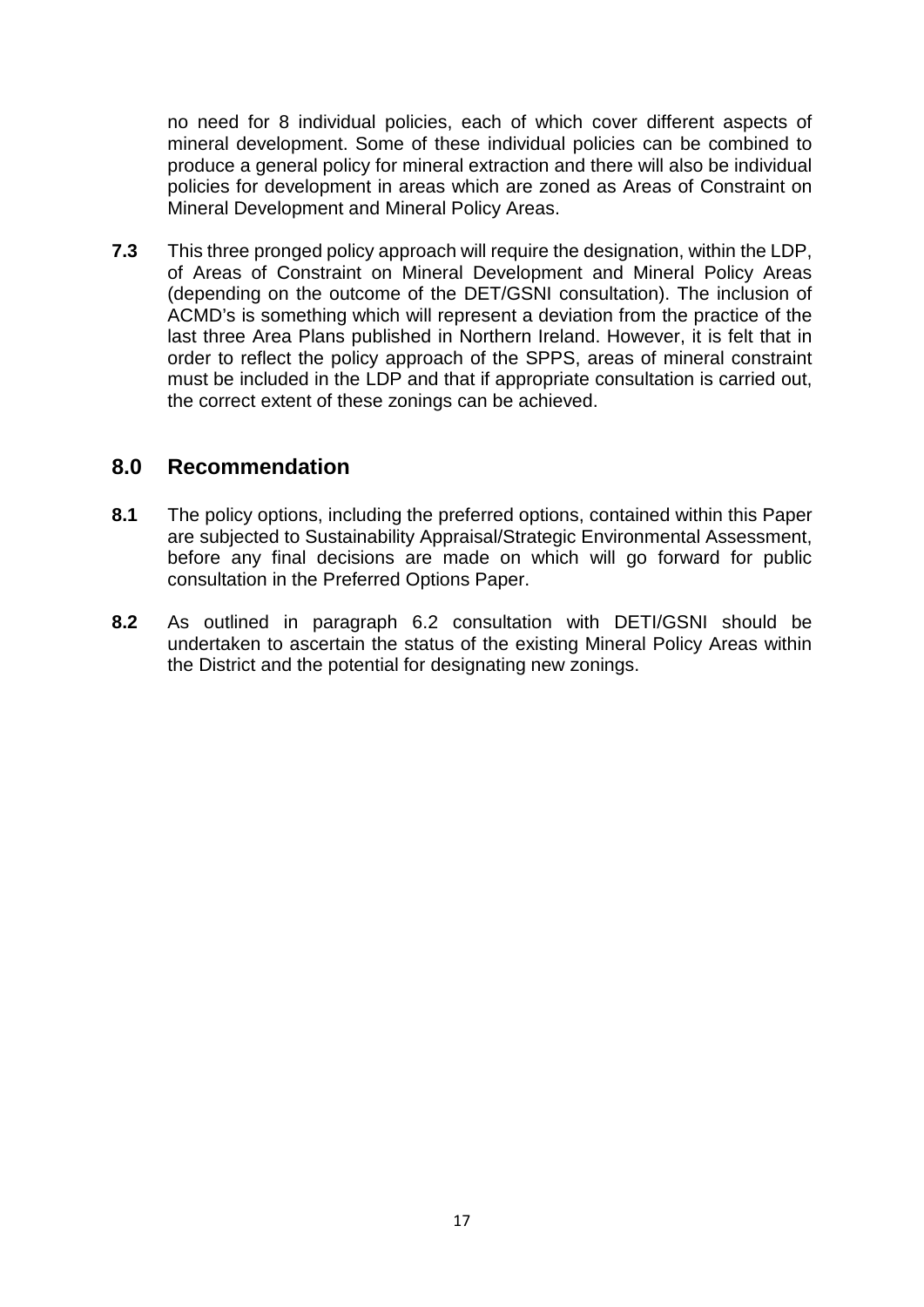no need for 8 individual policies, each of which cover different aspects of mineral development. Some of these individual policies can be combined to produce a general policy for mineral extraction and there will also be individual policies for development in areas which are zoned as Areas of Constraint on Mineral Development and Mineral Policy Areas.

**7.3** This three pronged policy approach will require the designation, within the LDP, of Areas of Constraint on Mineral Development and Mineral Policy Areas (depending on the outcome of the DET/GSNI consultation). The inclusion of ACMD's is something which will represent a deviation from the practice of the last three Area Plans published in Northern Ireland. However, it is felt that in order to reflect the policy approach of the SPPS, areas of mineral constraint must be included in the LDP and that if appropriate consultation is carried out, the correct extent of these zonings can be achieved.

## 8.0 Recommendation

**8.1** The policy options, including the preferred options, contained within this Paper are subjected to Sustainability Appraisal/Strategic Environmental Assessment, before any final decisions are made on which will go forward for public consultation in the Preferred Options Paper.

**8.2** As outlined in paragraph 6.2 consultation with DETI/GSNI should be undertaken to ascertain the status of the existing Mineral Policy Areas within the District and the potential for designating new zonings.